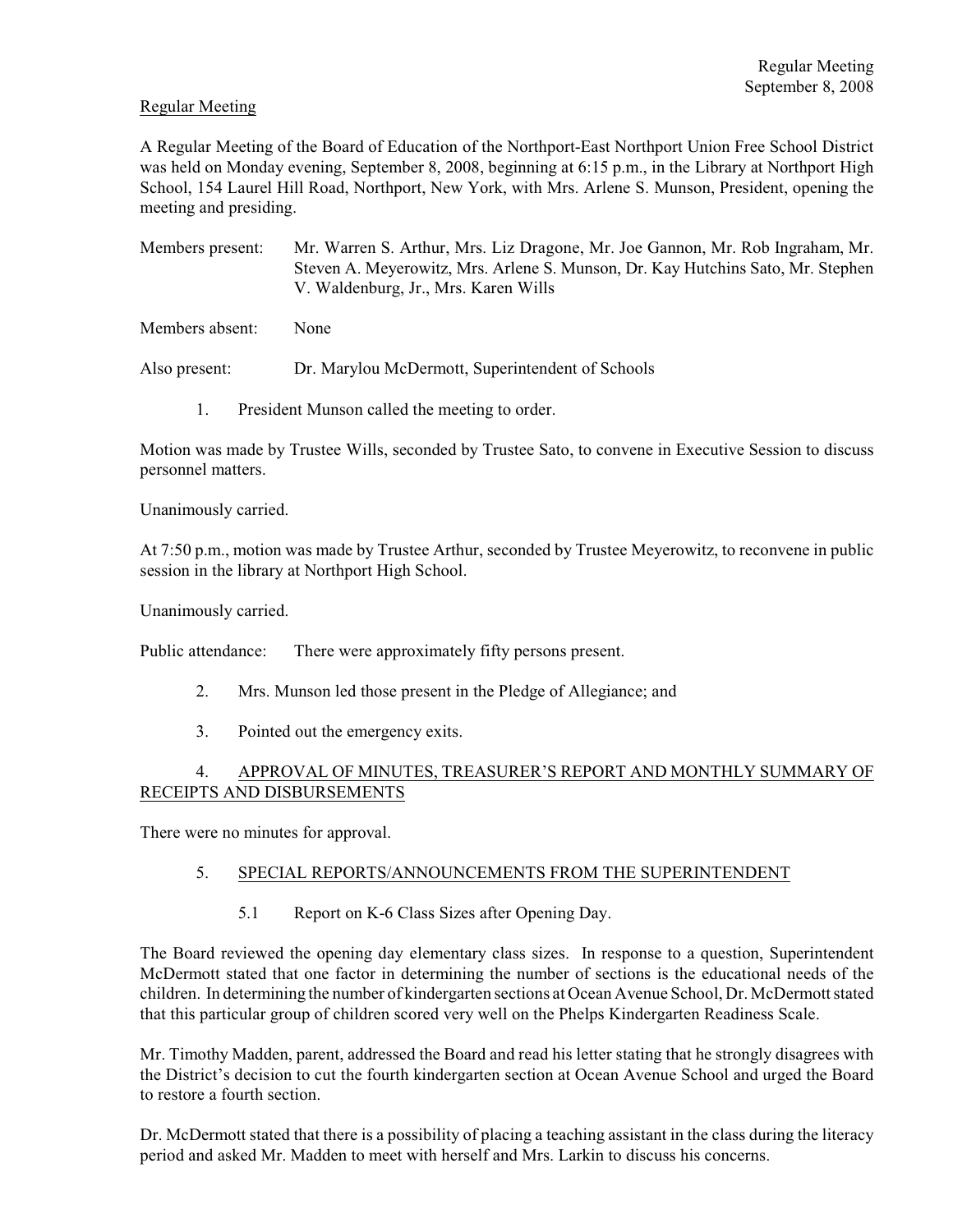Regular Meeting

A Regular Meeting of the Board of Education of the Northport-East Northport Union Free School District was held on Monday evening, September 8, 2008, beginning at 6:15 p.m., in the Library at Northport High School, 154 Laurel Hill Road, Northport, New York, with Mrs. Arlene S. Munson, President, opening the meeting and presiding.

Members present: Mr. Warren S. Arthur, Mrs. Liz Dragone, Mr. Joe Gannon, Mr. Rob Ingraham, Mr. Steven A. Meyerowitz, Mrs. Arlene S. Munson, Dr. Kay Hutchins Sato, Mr. Stephen V. Waldenburg, Jr., Mrs. Karen Wills

Members absent: None

Also present: Dr. Marylou McDermott, Superintendent of Schools

1. President Munson called the meeting to order.

Motion was made by Trustee Wills, seconded by Trustee Sato, to convene in Executive Session to discuss personnel matters.

Unanimously carried.

At 7:50 p.m., motion was made by Trustee Arthur, seconded by Trustee Meyerowitz, to reconvene in public session in the library at Northport High School.

Unanimously carried.

Public attendance: There were approximately fifty persons present.

2. Mrs. Munson led those present in the Pledge of Allegiance; and

3. Pointed out the emergency exits.

4. APPROVAL OF MINUTES, TREASURER'S REPORT AND MONTHLY SUMMARY OF RECEIPTS AND DISBURSEMENTS

There were no minutes for approval.

5. SPECIAL REPORTS/ANNOUNCEMENTS FROM THE SUPERINTENDENT

5.1 Report on K-6 Class Sizes after Opening Day.

The Board reviewed the opening day elementary class sizes. In response to a question, Superintendent McDermott stated that one factor in determining the number of sections is the educational needs of the children. In determining the number of kindergarten sections at Ocean Avenue School, Dr. McDermott stated that this particular group of children scored very well on the Phelps Kindergarten Readiness Scale.

Mr. Timothy Madden, parent, addressed the Board and read his letter stating that he strongly disagrees with the District's decision to cut the fourth kindergarten section at Ocean Avenue School and urged the Board to restore a fourth section.

Dr. McDermott stated that there is a possibility of placing a teaching assistant in the class during the literacy period and asked Mr. Madden to meet with herself and Mrs. Larkin to discuss his concerns.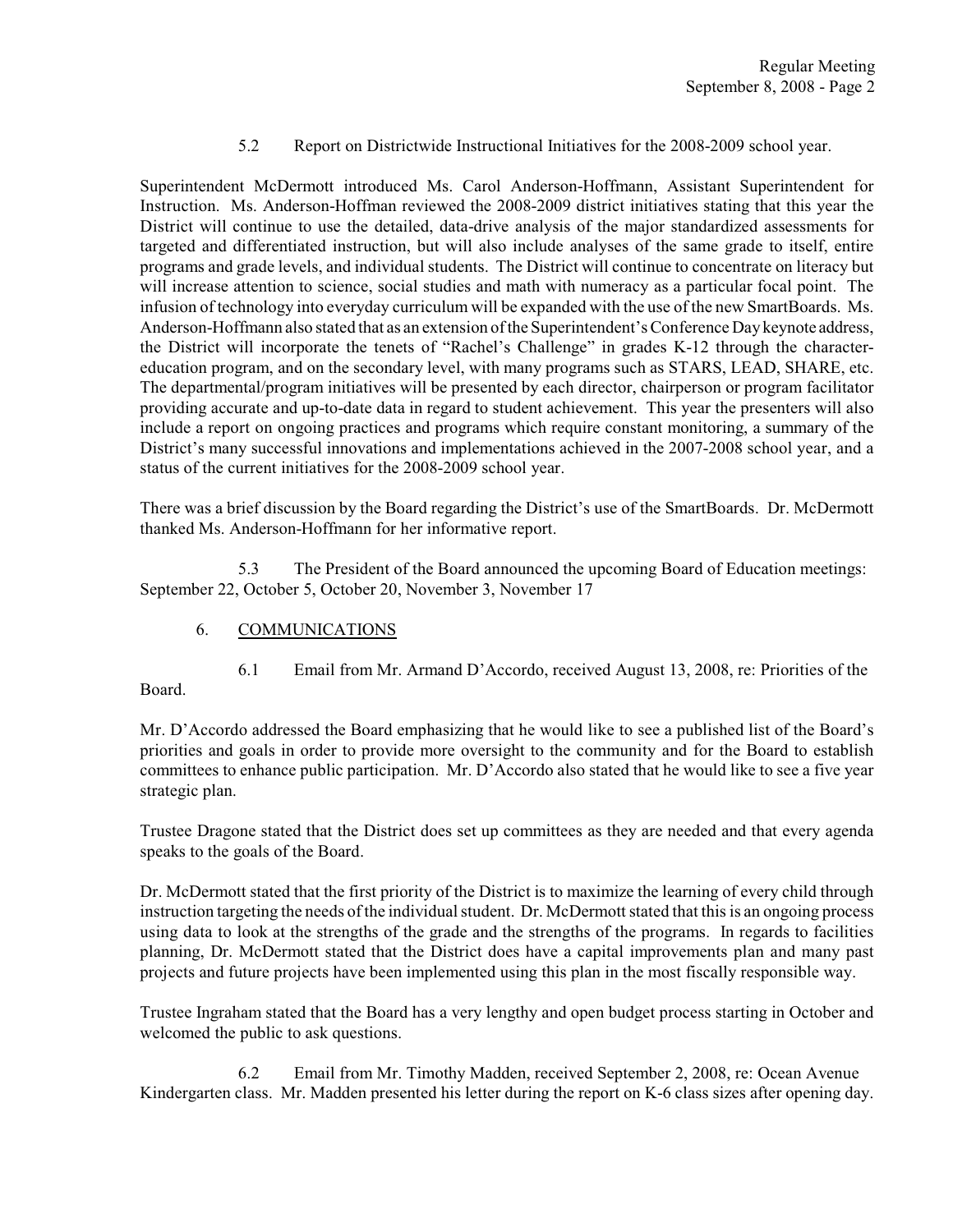5.2 Report on Districtwide Instructional Initiatives for the 2008-2009 school year.

Superintendent McDermott introduced Ms. Carol Anderson-Hoffmann, Assistant Superintendent for Instruction. Ms. Anderson-Hoffman reviewed the 2008-2009 district initiatives stating that this year the District will continue to use the detailed, data-drive analysis of the major standardized assessments for targeted and differentiated instruction, but will also include analyses of the same grade to itself, entire programs and grade levels, and individual students. The District will continue to concentrate on literacy but will increase attention to science, social studies and math with numeracy as a particular focal point. The infusion of technology into everyday curriculum will be expanded with the use of the new SmartBoards. Ms. Anderson-Hoffmann also stated that as an extension of the Superintendent's Conference Day keynote address, the District will incorporate the tenets of "Rachel's Challenge" in grades K-12 through the character-education program, and on the secondary level, with many programs such as STARS, LEAD, SHARE, etc. The departmental/program initiatives will be presented by each director, chairperson or program facilitator providing accurate and up-to-date data in regard to student achievement. This year the presenters will also include a report on ongoing practices and programs which require constant monitoring, a summary of the District's many successful innovations and implementations achieved in the 2007-2008 school year, and a status of the current initiatives for the 2008-2009 school year.

There was a brief discussion by the Board regarding the District's use of the SmartBoards. Dr. McDermott thanked Ms. Anderson-Hoffmann for her informative report.

5.3 The President of the Board announced the upcoming Board of Education meetings: September 22, October 5, October 20, November 3, November 17

6. COMMUNICATIONS

6.1 Email from Mr. Armand D'Accordo, received August 13, 2008, re: Priorities of the Board.

Mr. D'Accordo addressed the Board emphasizing that he would like to see a published list of the Board's priorities and goals in order to provide more oversight to the community and for the Board to establish committees to enhance public participation. Mr. D'Accordo also stated that he would like to see a five year strategic plan.

Trustee Dragone stated that the District does set up committees as they are needed and that every agenda speaks to the goals of the Board.

Dr. McDermott stated that the first priority of the District is to maximize the learning of every child through instruction targeting the needs of the individual student. Dr. McDermott stated that this is an ongoing process using data to look at the strengths of the grade and the strengths of the programs. In regards to facilities planning, Dr. McDermott stated that the District does have a capital improvements plan and many past projects and future projects have been implemented using this plan in the most fiscally responsible way.

Trustee Ingraham stated that the Board has a very lengthy and open budget process starting in October and welcomed the public to ask questions.

6.2 Email from Mr. Timothy Madden, received September 2, 2008, re: Ocean Avenue Kindergarten class. Mr. Madden presented his letter during the report on K-6 class sizes after opening day.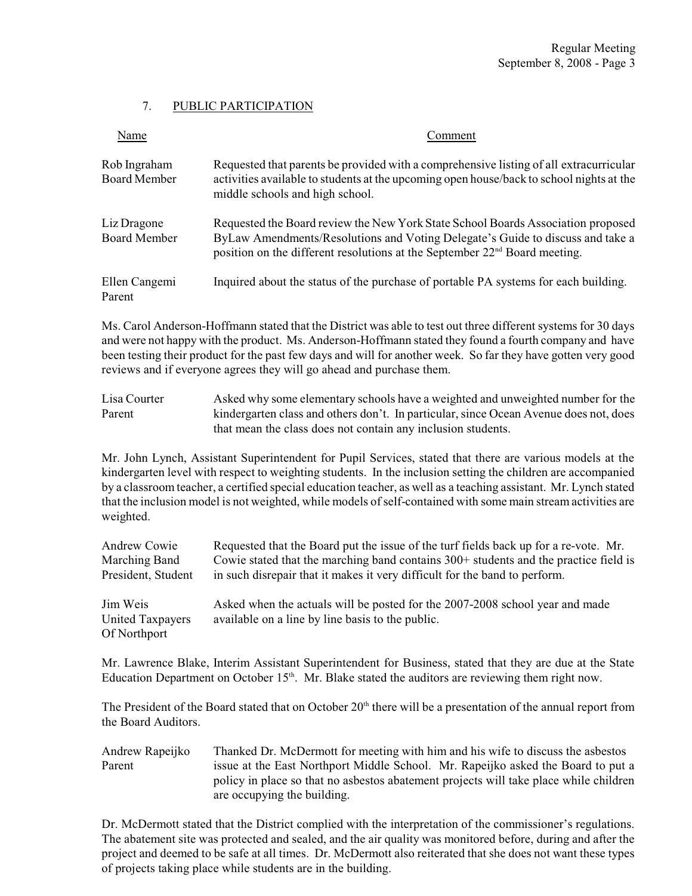## 7. PUBLIC PARTICIPATION

| Name | Comment |
|---|---|
| Rob Ingraham<br>Board Member | Requested that parents be provided with a comprehensive listing of all extracurricular activities available to students at the upcoming open house/back to school nights at the middle schools and high school. |
| Liz Dragone<br>Board Member | Requested the Board review the New York State School Boards Association proposed ByLaw Amendments/Resolutions and Voting Delegate's Guide to discuss and take a position on the different resolutions at the September 22nd Board meeting. |
| Ellen Cangemi<br>Parent | Inquired about the status of the purchase of portable PA systems for each building. |

Ms. Carol Anderson-Hoffmann stated that the District was able to test out three different systems for 30 days and were not happy with the product. Ms. Anderson-Hoffmann stated they found a fourth company and have been testing their product for the past few days and will for another week. So far they have gotten very good reviews and if everyone agrees they will go ahead and purchase them.

| Name | Comment |
|---|---|
| Lisa Courter<br>Parent | Asked why some elementary schools have a weighted and unweighted number for the kindergarten class and others don't. In particular, since Ocean Avenue does not, does that mean the class does not contain any inclusion students. |

Mr. John Lynch, Assistant Superintendent for Pupil Services, stated that there are various models at the kindergarten level with respect to weighting students. In the inclusion setting the children are accompanied by a classroom teacher, a certified special education teacher, as well as a teaching assistant. Mr. Lynch stated that the inclusion model is not weighted, while models of self-contained with some main stream activities are weighted.

| Name | Comment |
|---|---|
| Andrew Cowie<br>Marching Band<br>President, Student | Requested that the Board put the issue of the turf fields back up for a re-vote. Mr. Cowie stated that the marching band contains 300+ students and the practice field is in such disrepair that it makes it very difficult for the band to perform. |
| Jim Weis<br>United Taxpayers<br>Of Northport | Asked when the actuals will be posted for the 2007-2008 school year and made available on a line by line basis to the public. |

Mr. Lawrence Blake, Interim Assistant Superintendent for Business, stated that they are due at the State Education Department on October 15th. Mr. Blake stated the auditors are reviewing them right now.

The President of the Board stated that on October 20th there will be a presentation of the annual report from the Board Auditors.

| Name | Comment |
|---|---|
| Andrew Rapeijko<br>Parent | Thanked Dr. McDermott for meeting with him and his wife to discuss the asbestos issue at the East Northport Middle School. Mr. Rapeijko asked the Board to put a policy in place so that no asbestos abatement projects will take place while children are occupying the building. |

Dr. McDermott stated that the District complied with the interpretation of the commissioner's regulations. The abatement site was protected and sealed, and the air quality was monitored before, during and after the project and deemed to be safe at all times. Dr. McDermott also reiterated that she does not want these types of projects taking place while students are in the building.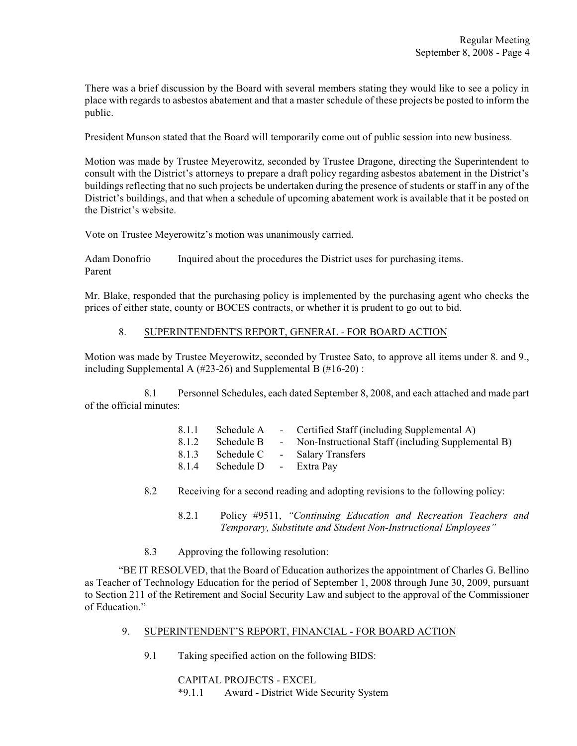There was a brief discussion by the Board with several members stating they would like to see a policy in place with regards to asbestos abatement and that a master schedule of these projects be posted to inform the public.

President Munson stated that the Board will temporarily come out of public session into new business.

Motion was made by Trustee Meyerowitz, seconded by Trustee Dragone, directing the Superintendent to consult with the District's attorneys to prepare a draft policy regarding asbestos abatement in the District's buildings reflecting that no such projects be undertaken during the presence of students or staff in any of the District's buildings, and that when a schedule of upcoming abatement work is available that it be posted on the District's website.

Vote on Trustee Meyerowitz's motion was unanimously carried.

Adam Donofrio
Parent
Inquired about the procedures the District uses for purchasing items.

Mr. Blake, responded that the purchasing policy is implemented by the purchasing agent who checks the prices of either state, county or BOCES contracts, or whether it is prudent to go out to bid.

8. SUPERINTENDENT'S REPORT, GENERAL - FOR BOARD ACTION

Motion was made by Trustee Meyerowitz, seconded by Trustee Sato, to approve all items under 8. and 9., including Supplemental A (#23-26) and Supplemental B (#16-20) :

8.1 Personnel Schedules, each dated September 8, 2008, and each attached and made part of the official minutes:

- 8.1.1 Schedule A - Certified Staff (including Supplemental A)
- 8.1.2 Schedule B - Non-Instructional Staff (including Supplemental B)
- 8.1.3 Schedule C - Salary Transfers
- 8.1.4 Schedule D - Extra Pay

8.2 Receiving for a second reading and adopting revisions to the following policy:

8.2.1 Policy #9511, *"Continuing Education and Recreation Teachers and Temporary, Substitute and Student Non-Instructional Employees"*

8.3 Approving the following resolution:

"BE IT RESOLVED, that the Board of Education authorizes the appointment of Charles G. Bellino as Teacher of Technology Education for the period of September 1, 2008 through June 30, 2009, pursuant to Section 211 of the Retirement and Social Security Law and subject to the approval of the Commissioner of Education."

9. SUPERINTENDENT'S REPORT, FINANCIAL - FOR BOARD ACTION

9.1 Taking specified action on the following BIDS:

CAPITAL PROJECTS - EXCEL

*9.1.1 Award - District Wide Security System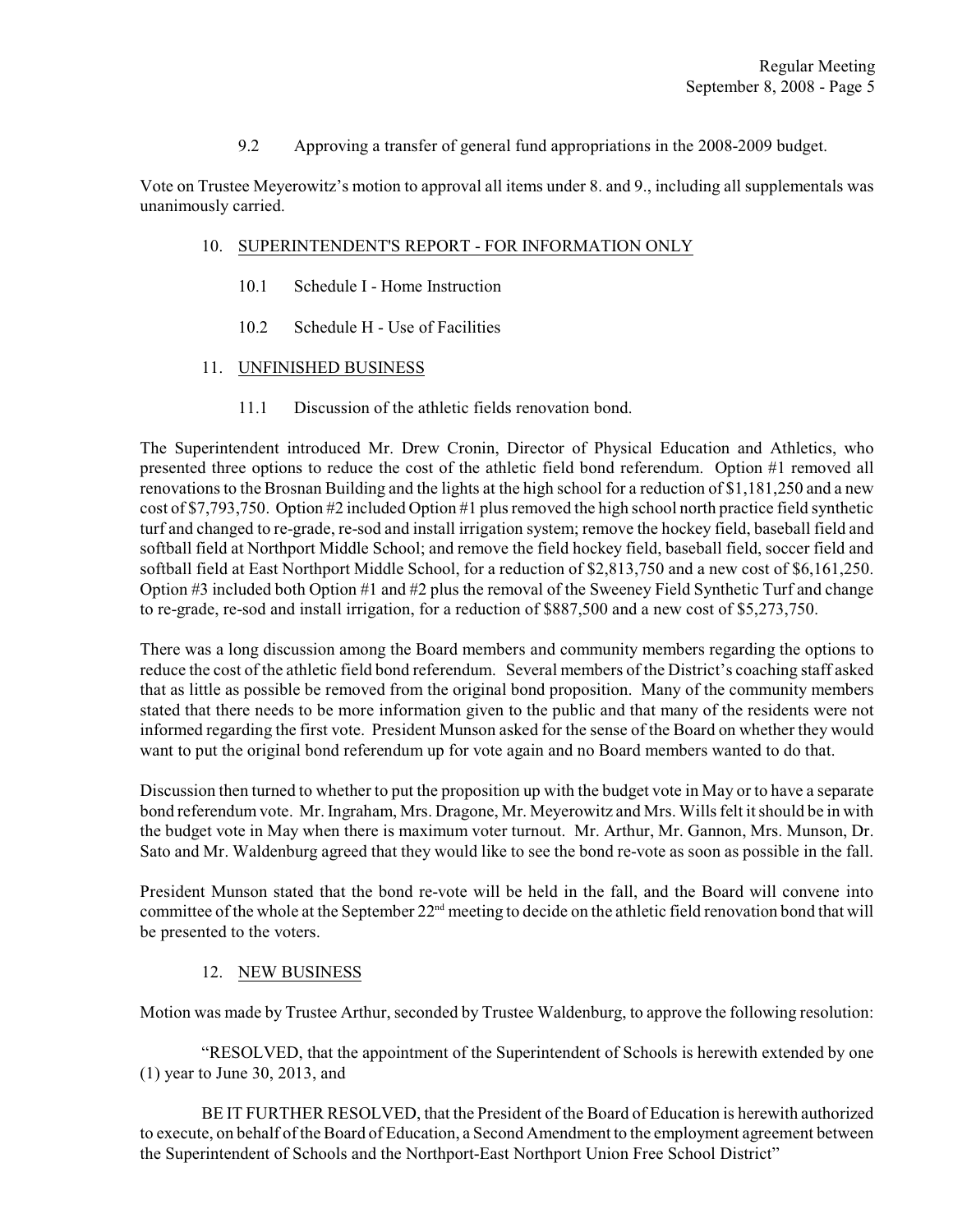9.2 Approving a transfer of general fund appropriations in the 2008-2009 budget.

Vote on Trustee Meyerowitz's motion to approval all items under 8. and 9., including all supplementals was unanimously carried.

10. SUPERINTENDENT'S REPORT - FOR INFORMATION ONLY

 10.1 Schedule I - Home Instruction

 10.2 Schedule H - Use of Facilities

11. UNFINISHED BUSINESS

 11.1 Discussion of the athletic fields renovation bond.

The Superintendent introduced Mr. Drew Cronin, Director of Physical Education and Athletics, who presented three options to reduce the cost of the athletic field bond referendum. Option #1 removed all renovations to the Brosnan Building and the lights at the high school for a reduction of $1,181,250 and a new cost of $7,793,750. Option #2 included Option #1 plus removed the high school north practice field synthetic turf and changed to re-grade, re-sod and install irrigation system; remove the hockey field, baseball field and softball field at Northport Middle School; and remove the field hockey field, baseball field, soccer field and softball field at East Northport Middle School, for a reduction of $2,813,750 and a new cost of $6,161,250. Option #3 included both Option #1 and #2 plus the removal of the Sweeney Field Synthetic Turf and change to re-grade, re-sod and install irrigation, for a reduction of $887,500 and a new cost of $5,273,750.

There was a long discussion among the Board members and community members regarding the options to reduce the cost of the athletic field bond referendum. Several members of the District's coaching staff asked that as little as possible be removed from the original bond proposition. Many of the community members stated that there needs to be more information given to the public and that many of the residents were not informed regarding the first vote. President Munson asked for the sense of the Board on whether they would want to put the original bond referendum up for vote again and no Board members wanted to do that.

Discussion then turned to whether to put the proposition up with the budget vote in May or to have a separate bond referendum vote. Mr. Ingraham, Mrs. Dragone, Mr. Meyerowitz and Mrs. Wills felt it should be in with the budget vote in May when there is maximum voter turnout. Mr. Arthur, Mr. Gannon, Mrs. Munson, Dr. Sato and Mr. Waldenburg agreed that they would like to see the bond re-vote as soon as possible in the fall.

President Munson stated that the bond re-vote will be held in the fall, and the Board will convene into committee of the whole at the September 22nd meeting to decide on the athletic field renovation bond that will be presented to the voters.

12. NEW BUSINESS

Motion was made by Trustee Arthur, seconded by Trustee Waldenburg, to approve the following resolution:

"RESOLVED, that the appointment of the Superintendent of Schools is herewith extended by one (1) year to June 30, 2013, and

BE IT FURTHER RESOLVED, that the President of the Board of Education is herewith authorized to execute, on behalf of the Board of Education, a Second Amendment to the employment agreement between the Superintendent of Schools and the Northport-East Northport Union Free School District"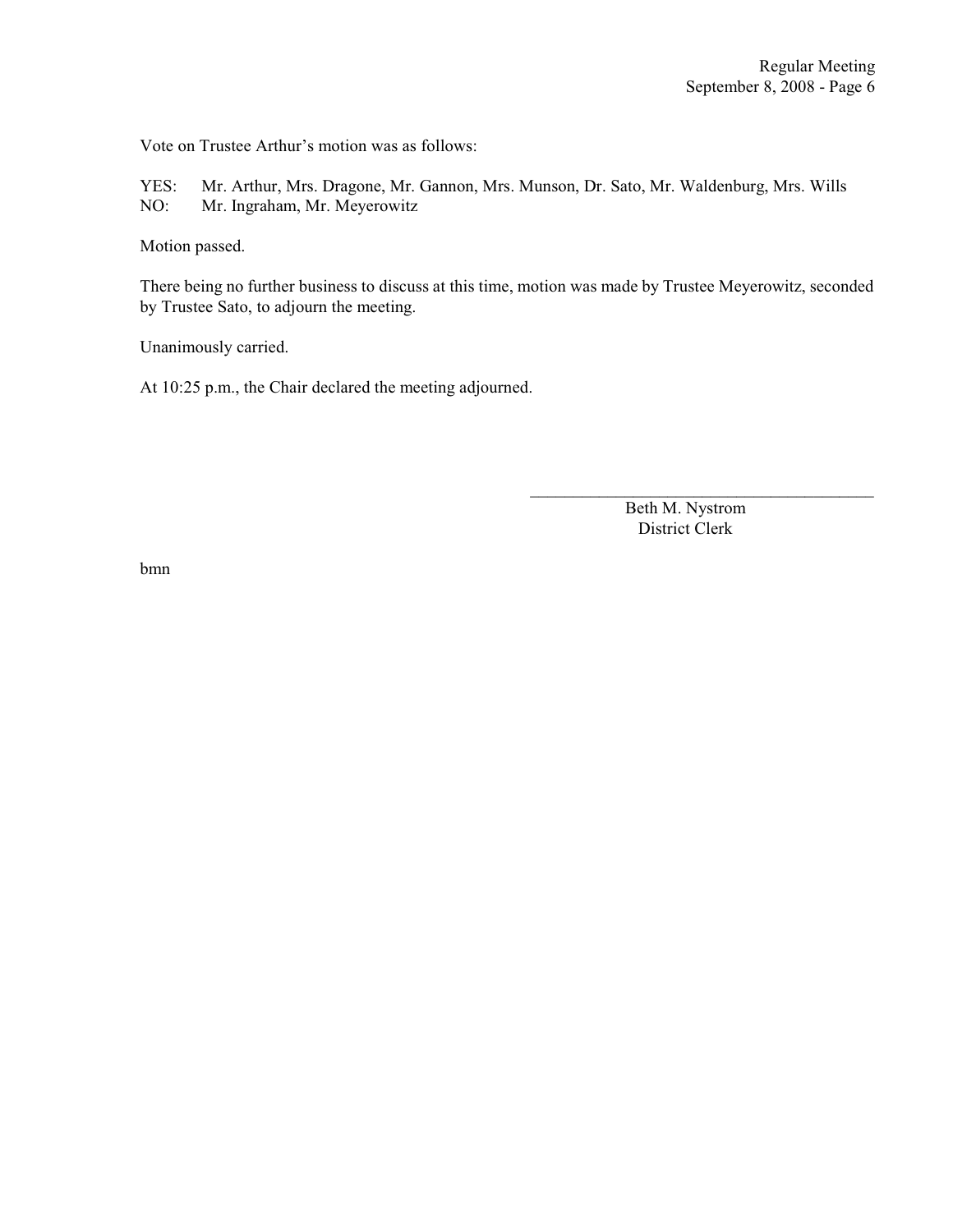Vote on Trustee Arthur's motion was as follows:

YES: Mr. Arthur, Mrs. Dragone, Mr. Gannon, Mrs. Munson, Dr. Sato, Mr. Waldenburg, Mrs. Wills
NO: Mr. Ingraham, Mr. Meyerowitz

Motion passed.

There being no further business to discuss at this time, motion was made by Trustee Meyerowitz, seconded by Trustee Sato, to adjourn the meeting.

Unanimously carried.

At 10:25 p.m., the Chair declared the meeting adjourned.

\_\_\_\_\_\_\_\_\_\_\_\_\_\_\_\_\_\_\_\_\_\_\_\_\_\_\_\_\_\_\_\_\_\_\_\_\_\_\_\_

Beth M. Nystrom
District Clerk

bmn